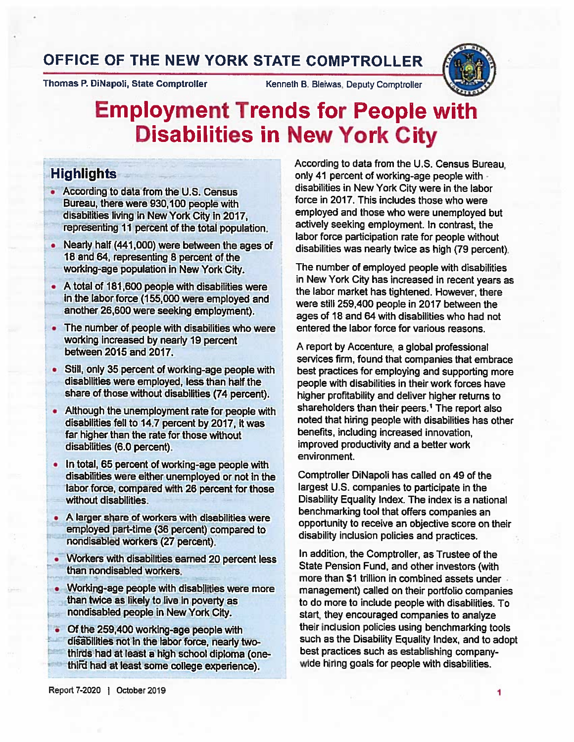# OFFICE OF THE NEW YORK STATE COMPTROLLER

Thomas P. DiNapoli, State Comptroller

Kenneth B. Bleiwas, Deputy Comptroller

# Employment Trends for People with Disabilities in New York City

## Highlights

- According to data from the U.S. Census Bureau, there were 930,100 people with disabilities living in New York City in 2017, representing 11 percent of the total population.
- Nearly half (441,000) were between the ages of 18 and 64, representing 8 percent of the working-age population in New York City.
- A total of 181,600 people with disabilities were in the labor force (155,000 were employed and another 26,600 were seeking employment).
- The number of people with disabilities who were working increased by nearly 19 percent between 2015 and 2017.
- Still, only 35 percent of working-age people with disabilities were employed, less than half the share of those without disabilities (74 percent).
- Although the unemployment rate for people with disabilities fell to 14.7 percent by 2017, it was far higher than the rate for those without disabilities (6.0 percent).
- In total, 65 percent of working-age people with disabilities were either unemployed or not in the labor force, compared with 26 percent for those without disabilities.
- A larger share of workers with disabilities were employed part-time (36 percent) compared to nondisabled workers (27 percent).
- Workers with disabilities earned 20 percent less than nondisabled workers.
- Working-age people with disabilities were more than twice as likely to live in poverty as nondisabled people in New York City.
- Of the 259,400 working-age people with disabilities not in the labor force, nearly two-thirds had at least a high school diploma (one-third had at least some college experience).

According to data from the U.S. Census Bureau, only 41 percent of working-age people with disabilities in New York City were in the labor force in 2017. This includes those who were employed and those who were unemployed but actively seeking employment. In contrast, the labor force participation rate for people without disabilities was nearly twice as high (79 percent).

The number of employed people with disabilities in New York City has increased in recent years as the labor market has tightened. However, there were still 259,400 people in 2017 between the ages of 18 and 64 with disabilities who had not entered the labor force for various reasons.

A report by Accenture, a global professional services firm, found that companies that embrace best practices for employing and supporting more people with disabilities in their work forces have higher profitability and deliver higher returns to shareholders than their peers.[1] The report also noted that hiring people with disabilities has other benefits, including increased innovation, improved productivity and a better work environment.

Comptroller DiNapoli has called on 49 of the largest U.S. companies to participate in the Disability Equality Index. The index is a national benchmarking tool that offers companies an opportunity to receive an objective score on their disability inclusion policies and practices.

In addition, the Comptroller, as Trustee of the State Pension Fund, and other investors (with more than $1 trillion in combined assets under management) called on their portfolio companies to do more to include people with disabilities. To start, they encouraged companies to analyze their inclusion policies using benchmarking tools such as the Disability Equality Index, and to adopt best practices such as establishing company-wide hiring goals for people with disabilities.

Report 7-2020 | October 2019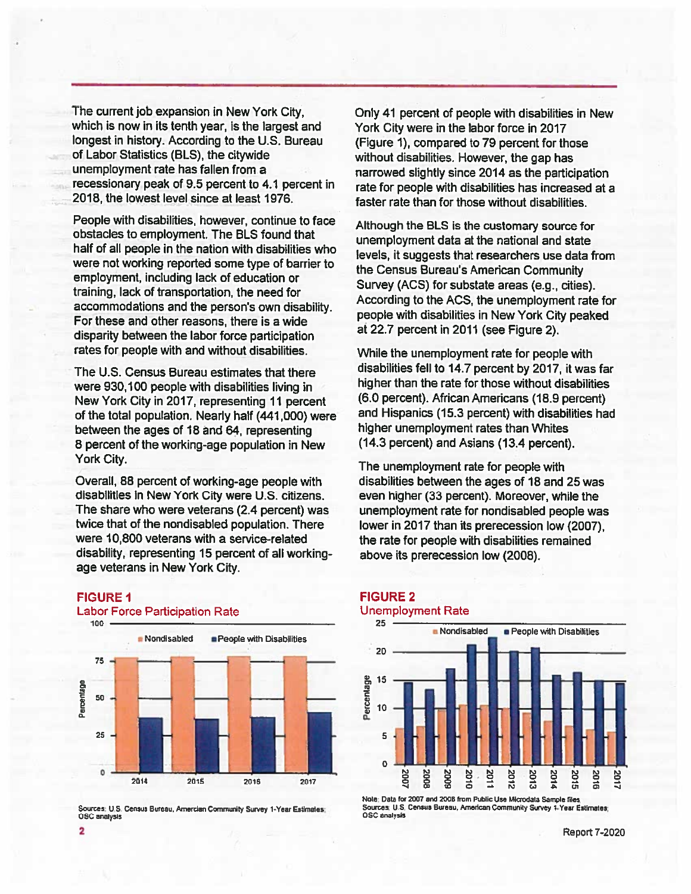The current job expansion in New York City, which is now in its tenth year, is the largest and longest in history. According to the U.S. Bureau of Labor Statistics (BLS), the citywide unemployment rate has fallen from a recessionary peak of 9.5 percent to 4.1 percent in 2018, the lowest level since at least 1976.

People with disabilities, however, continue to face obstacles to employment. The BLS found that half of all people in the nation with disabilities who were not working reported some type of barrier to employment, including lack of education or training, lack of transportation, the need for accommodations and the person's own disability. For these and other reasons, there is a wide disparity between the labor force participation rates for people with and without disabilities.

The U.S. Census Bureau estimates that there were 930,100 people with disabilities living in New York City in 2017, representing 11 percent of the total population. Nearly half (441,000) were between the ages of 18 and 64, representing 8 percent of the working-age population in New York City.

Overall, 88 percent of working-age people with disabilities in New York City were U.S. citizens. The share who were veterans (2.4 percent) was twice that of the nondisabled population. There were 10,800 veterans with a service-related disability, representing 15 percent of all working-age veterans in New York City.

Only 41 percent of people with disabilities in New York City were in the labor force in 2017 (Figure 1), compared to 79 percent for those without disabilities. However, the gap has narrowed slightly since 2014 as the participation rate for people with disabilities has increased at a faster rate than for those without disabilities.

Although the BLS is the customary source for unemployment data at the national and state levels, it suggests that researchers use data from the Census Bureau's American Community Survey (ACS) for substate areas (e.g., cities). According to the ACS, the unemployment rate for people with disabilities in New York City peaked at 22.7 percent in 2011 (see Figure 2).

While the unemployment rate for people with disabilities fell to 14.7 percent by 2017, it was far higher than the rate for those without disabilities (6.0 percent). African Americans (18.9 percent) and Hispanics (15.3 percent) with disabilities had higher unemployment rates than Whites (14.3 percent) and Asians (13.4 percent).

The unemployment rate for people with disabilities between the ages of 18 and 25 was even higher (33 percent). Moreover, while the unemployment rate for nondisabled people was lower in 2017 than its prerecession low (2007), the rate for people with disabilities remained above its prerecession low (2008).

**FIGURE 1**
**Labor Force Participation Rate**

Sources: U.S. Census Bureau, Amercian Community Survey 1-Year Estimates; OSC analysis

**FIGURE 2**
**Unemployment Rate**

Note: Data for 2007 and 2008 from Public Use Microdata Sample files.
Sources: U.S. Census Bureau, American Community Survey 1-Year Estimates; OSC analysis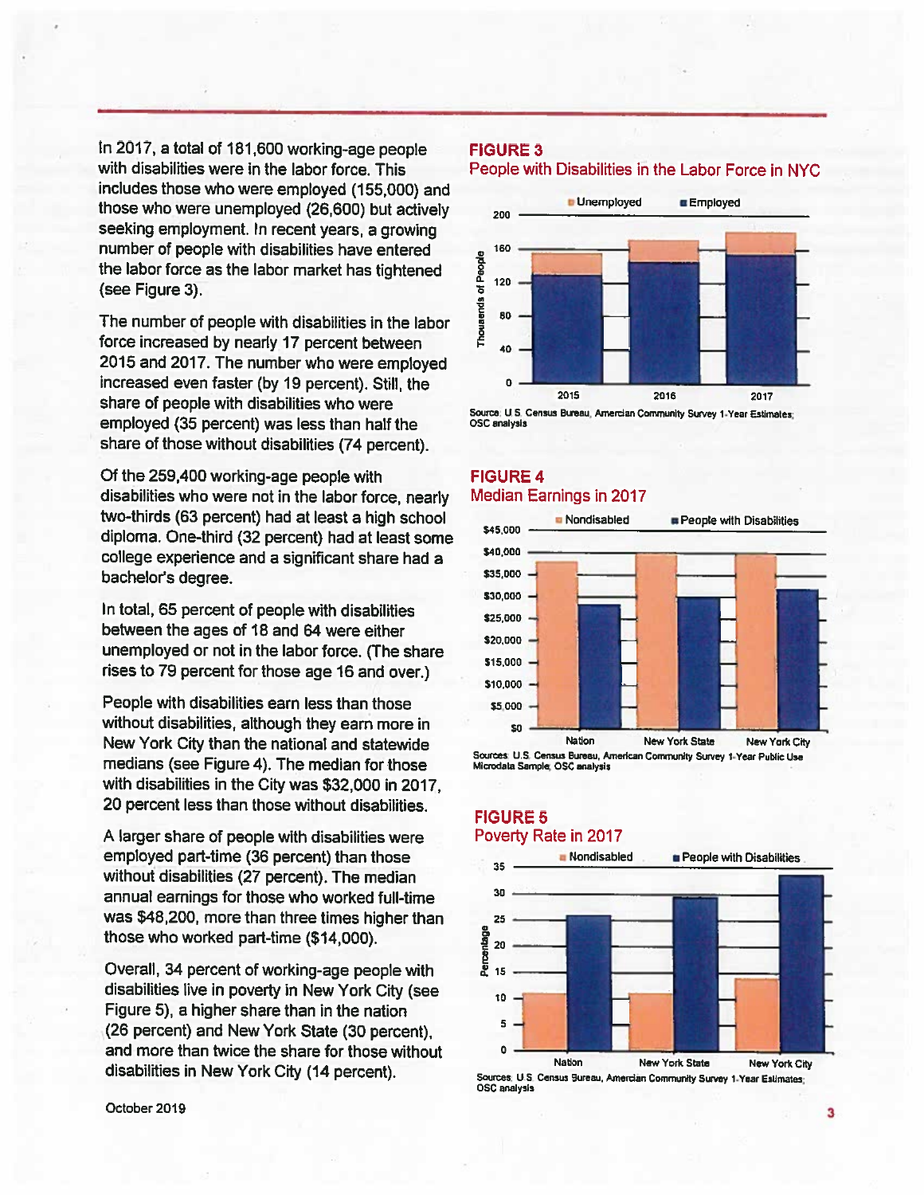In 2017, a total of 181,600 working-age people with disabilities were in the labor force. This includes those who were employed (155,000) and those who were unemployed (26,600) but actively seeking employment. In recent years, a growing number of people with disabilities have entered the labor force as the labor market has tightened (see Figure 3).

The number of people with disabilities in the labor force increased by nearly 17 percent between 2015 and 2017. The number who were employed increased even faster (by 19 percent). Still, the share of people with disabilities who were employed (35 percent) was less than half the share of those without disabilities (74 percent).

Of the 259,400 working-age people with disabilities who were not in the labor force, nearly two-thirds (63 percent) had at least a high school diploma. One-third (32 percent) had at least some college experience and a significant share had a bachelor's degree.

In total, 65 percent of people with disabilities between the ages of 18 and 64 were either unemployed or not in the labor force. (The share rises to 79 percent for those age 16 and over.)

People with disabilities earn less than those without disabilities, although they earn more in New York City than the national and statewide medians (see Figure 4). The median for those with disabilities in the City was $32,000 in 2017, 20 percent less than those without disabilities.

A larger share of people with disabilities were employed part-time (36 percent) than those without disabilities (27 percent). The median annual earnings for those who worked full-time was $48,200, more than three times higher than those who worked part-time ($14,000).

Overall, 34 percent of working-age people with disabilities live in poverty in New York City (see Figure 5), a higher share than in the nation (26 percent) and New York State (30 percent), and more than twice the share for those without disabilities in New York City (14 percent).

**FIGURE 3**
People with Disabilities in the Labor Force in NYC

Source: U.S. Census Bureau, American Community Survey 1-Year Estimates; OSC analysis

**FIGURE 4**
Median Earnings in 2017

Sources: U.S. Census Bureau, American Community Survey 1-Year Public Use Microdata Sample; OSC analysis

**FIGURE 5**
Poverty Rate in 2017

Sources: U.S. Census Bureau, American Community Survey 1-Year Estimates; OSC analysis

October 2019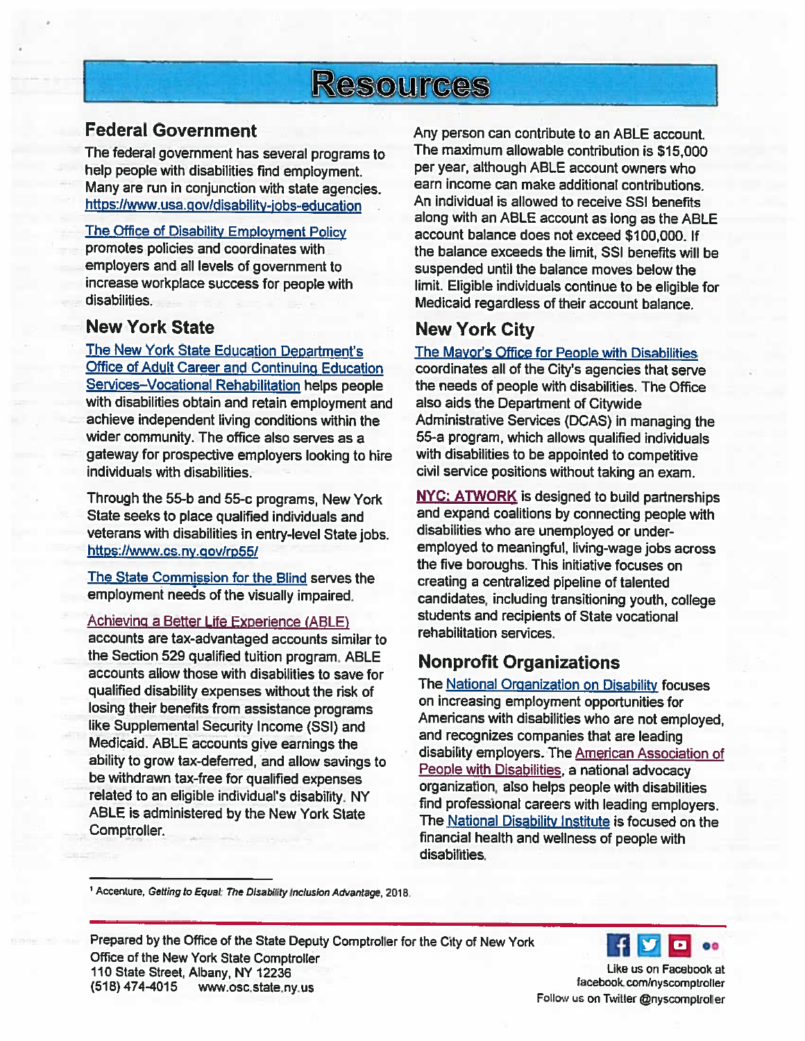# Resources

## Federal Government

The federal government has several programs to help people with disabilities find employment. Many are run in conjunction with state agencies. https://www.usa.gov/disability-jobs-education

The Office of Disability Employment Policy promotes policies and coordinates with employers and all levels of government to increase workplace success for people with disabilities.

## New York State

The New York State Education Department's Office of Adult Career and Continuing Education Services–Vocational Rehabilitation helps people with disabilities obtain and retain employment and achieve independent living conditions within the wider community. The office also serves as a gateway for prospective employers looking to hire individuals with disabilities.

Through the 55-b and 55-c programs, New York State seeks to place qualified individuals and veterans with disabilities in entry-level State jobs. https://www.cs.ny.gov/rp55/

The State Commission for the Blind serves the employment needs of the visually impaired.

Achieving a Better Life Experience (ABLE) accounts are tax-advantaged accounts similar to the Section 529 qualified tuition program. ABLE accounts allow those with disabilities to save for qualified disability expenses without the risk of losing their benefits from assistance programs like Supplemental Security Income (SSI) and Medicaid. ABLE accounts give earnings the ability to grow tax-deferred, and allow savings to be withdrawn tax-free for qualified expenses related to an eligible individual's disability. NY ABLE is administered by the New York State Comptroller.

Any person can contribute to an ABLE account. The maximum allowable contribution is $15,000 per year, although ABLE account owners who earn income can make additional contributions. An individual is allowed to receive SSI benefits along with an ABLE account as long as the ABLE account balance does not exceed $100,000. If the balance exceeds the limit, SSI benefits will be suspended until the balance moves below the limit. Eligible individuals continue to be eligible for Medicaid regardless of their account balance.

## New York City

The Mayor's Office for People with Disabilities coordinates all of the City's agencies that serve the needs of people with disabilities. The Office also aids the Department of Citywide Administrative Services (DCAS) in managing the 55-a program, which allows qualified individuals with disabilities to be appointed to competitive civil service positions without taking an exam.

NYC: ATWORK is designed to build partnerships and expand coalitions by connecting people with disabilities who are unemployed or under-employed to meaningful, living-wage jobs across the five boroughs. This initiative focuses on creating a centralized pipeline of talented candidates, including transitioning youth, college students and recipients of State vocational rehabilitation services.

## Nonprofit Organizations

The National Organization on Disability focuses on increasing employment opportunities for Americans with disabilities who are not employed, and recognizes companies that are leading disability employers. The American Association of People with Disabilities, a national advocacy organization, also helps people with disabilities find professional careers with leading employers. The National Disability Institute is focused on the financial health and wellness of people with disabilities.

---

[1] Accenture, *Getting to Equal: The Disability Inclusion Advantage*, 2018.

---

Prepared by the Office of the State Deputy Comptroller for the City of New York
Office of the New York State Comptroller
110 State Street, Albany, NY 12236
(518) 474-4015 www.osc.state.ny.us

Like us on Facebook at facebook.com/nyscomptroller
Follow us on Twitter @nyscomptroller